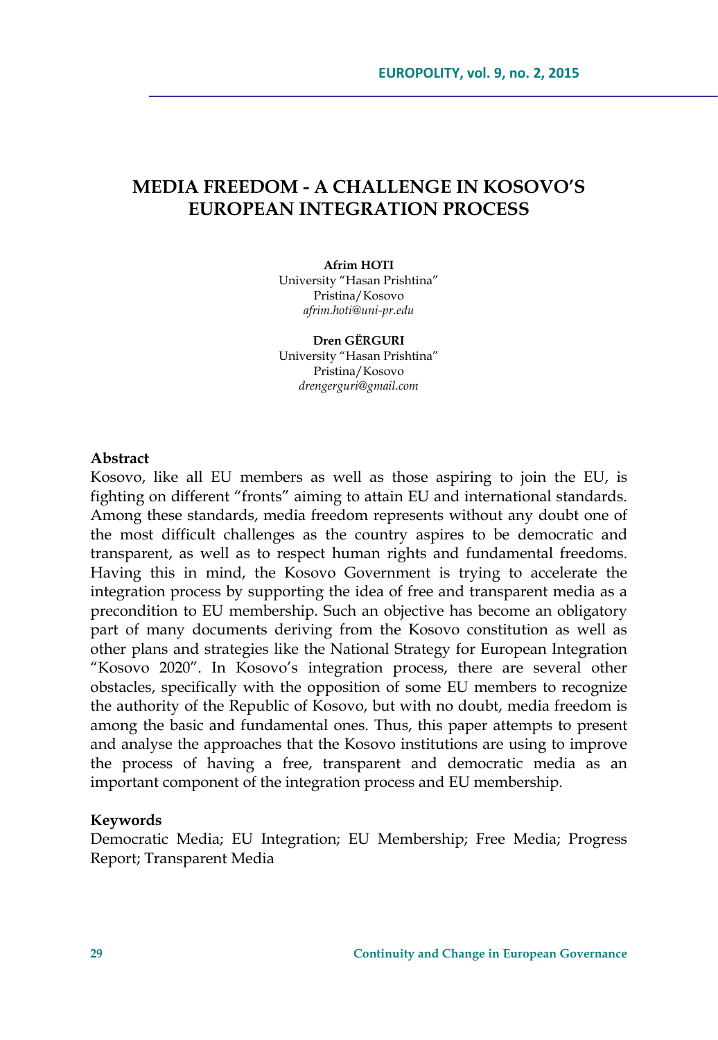# MEDIA FREEDOM - A CHALLENGE IN KOSOVO'S EUROPEAN INTEGRATION PROCESS

**Afrim HOTI**
University "Hasan Prishtina"
Pristina/Kosovo
*afrim.hoti@uni-pr.edu*

**Dren GËRGURI**
University "Hasan Prishtina"
Pristina/Kosovo
*drengerguri@gmail.com*

### Abstract

Kosovo, like all EU members as well as those aspiring to join the EU, is fighting on different "fronts" aiming to attain EU and international standards. Among these standards, media freedom represents without any doubt one of the most difficult challenges as the country aspires to be democratic and transparent, as well as to respect human rights and fundamental freedoms. Having this in mind, the Kosovo Government is trying to accelerate the integration process by supporting the idea of free and transparent media as a precondition to EU membership. Such an objective has become an obligatory part of many documents deriving from the Kosovo constitution as well as other plans and strategies like the National Strategy for European Integration "Kosovo 2020". In Kosovo's integration process, there are several other obstacles, specifically with the opposition of some EU members to recognize the authority of the Republic of Kosovo, but with no doubt, media freedom is among the basic and fundamental ones. Thus, this paper attempts to present and analyse the approaches that the Kosovo institutions are using to improve the process of having a free, transparent and democratic media as an important component of the integration process and EU membership.

### Keywords

Democratic Media; EU Integration; EU Membership; Free Media; Progress Report; Transparent Media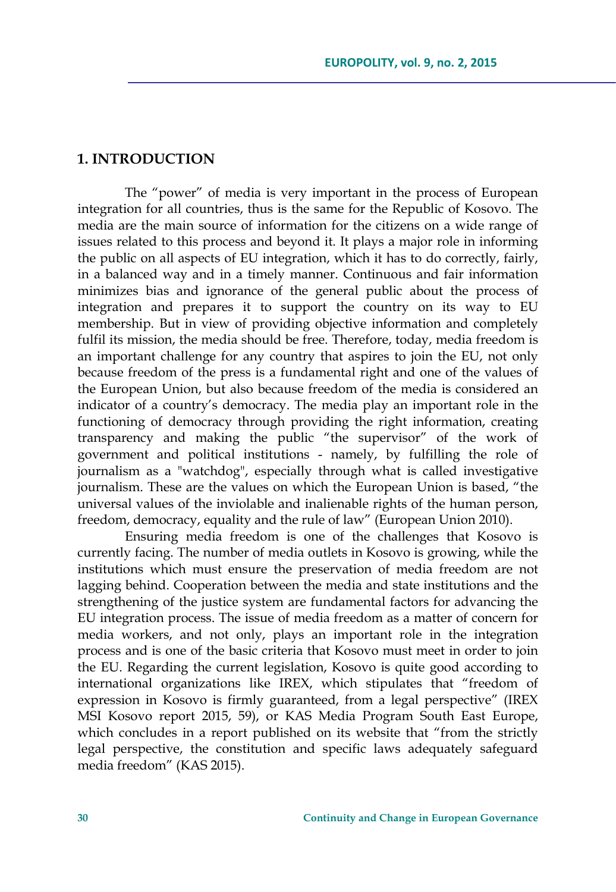## 1. INTRODUCTION

The "power" of media is very important in the process of European integration for all countries, thus is the same for the Republic of Kosovo. The media are the main source of information for the citizens on a wide range of issues related to this process and beyond it. It plays a major role in informing the public on all aspects of EU integration, which it has to do correctly, fairly, in a balanced way and in a timely manner. Continuous and fair information minimizes bias and ignorance of the general public about the process of integration and prepares it to support the country on its way to EU membership. But in view of providing objective information and completely fulfil its mission, the media should be free. Therefore, today, media freedom is an important challenge for any country that aspires to join the EU, not only because freedom of the press is a fundamental right and one of the values of the European Union, but also because freedom of the media is considered an indicator of a country's democracy. The media play an important role in the functioning of democracy through providing the right information, creating transparency and making the public "the supervisor" of the work of government and political institutions - namely, by fulfilling the role of journalism as a "watchdog", especially through what is called investigative journalism. These are the values on which the European Union is based, "the universal values of the inviolable and inalienable rights of the human person, freedom, democracy, equality and the rule of law" (European Union 2010).

Ensuring media freedom is one of the challenges that Kosovo is currently facing. The number of media outlets in Kosovo is growing, while the institutions which must ensure the preservation of media freedom are not lagging behind. Cooperation between the media and state institutions and the strengthening of the justice system are fundamental factors for advancing the EU integration process. The issue of media freedom as a matter of concern for media workers, and not only, plays an important role in the integration process and is one of the basic criteria that Kosovo must meet in order to join the EU. Regarding the current legislation, Kosovo is quite good according to international organizations like IREX, which stipulates that "freedom of expression in Kosovo is firmly guaranteed, from a legal perspective" (IREX MSI Kosovo report 2015, 59), or KAS Media Program South East Europe, which concludes in a report published on its website that "from the strictly legal perspective, the constitution and specific laws adequately safeguard media freedom" (KAS 2015).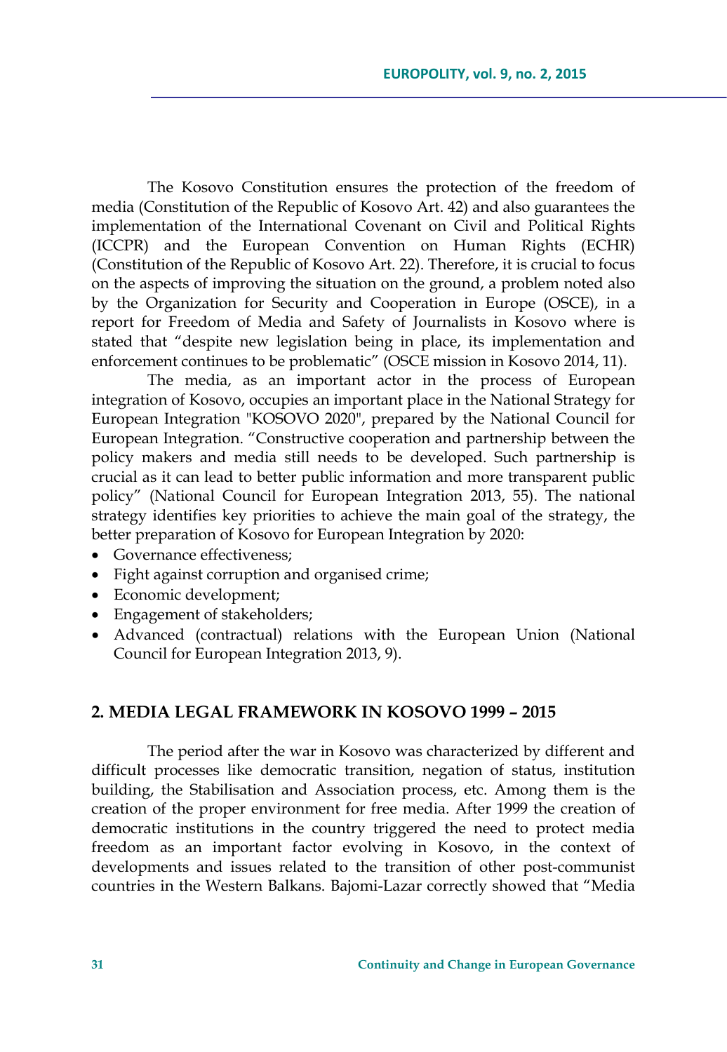The Kosovo Constitution ensures the protection of the freedom of media (Constitution of the Republic of Kosovo Art. 42) and also guarantees the implementation of the International Covenant on Civil and Political Rights (ICCPR) and the European Convention on Human Rights (ECHR) (Constitution of the Republic of Kosovo Art. 22). Therefore, it is crucial to focus on the aspects of improving the situation on the ground, a problem noted also by the Organization for Security and Cooperation in Europe (OSCE), in a report for Freedom of Media and Safety of Journalists in Kosovo where is stated that "despite new legislation being in place, its implementation and enforcement continues to be problematic" (OSCE mission in Kosovo 2014, 11).

The media, as an important actor in the process of European integration of Kosovo, occupies an important place in the National Strategy for European Integration "KOSOVO 2020", prepared by the National Council for European Integration. "Constructive cooperation and partnership between the policy makers and media still needs to be developed. Such partnership is crucial as it can lead to better public information and more transparent public policy" (National Council for European Integration 2013, 55). The national strategy identifies key priorities to achieve the main goal of the strategy, the better preparation of Kosovo for European Integration by 2020:

- Governance effectiveness;
- Fight against corruption and organised crime;
- Economic development;
- Engagement of stakeholders;
- Advanced (contractual) relations with the European Union (National Council for European Integration 2013, 9).

## 2. MEDIA LEGAL FRAMEWORK IN KOSOVO 1999 – 2015

The period after the war in Kosovo was characterized by different and difficult processes like democratic transition, negation of status, institution building, the Stabilisation and Association process, etc. Among them is the creation of the proper environment for free media. After 1999 the creation of democratic institutions in the country triggered the need to protect media freedom as an important factor evolving in Kosovo, in the context of developments and issues related to the transition of other post-communist countries in the Western Balkans. Bajomi-Lazar correctly showed that "Media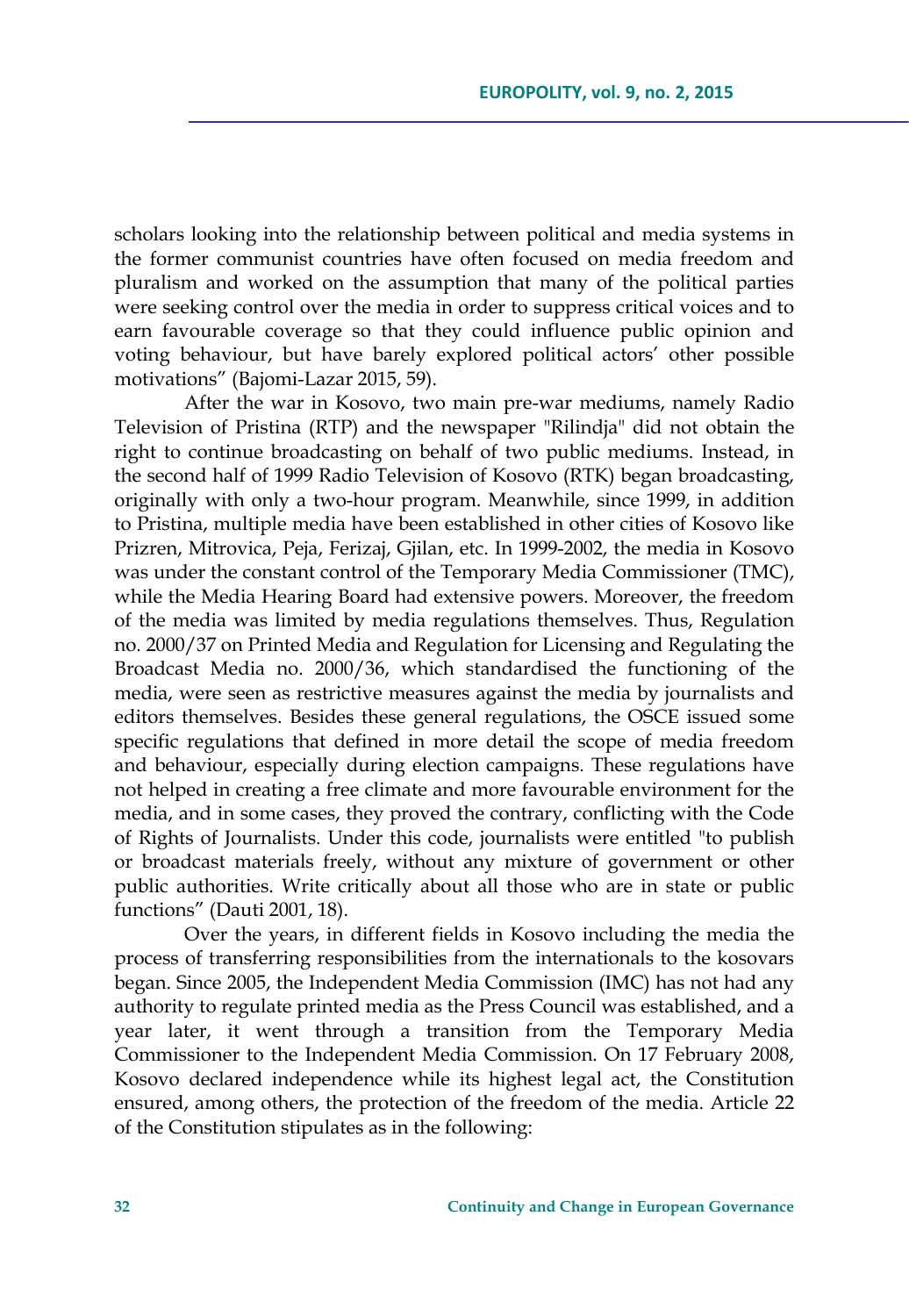scholars looking into the relationship between political and media systems in the former communist countries have often focused on media freedom and pluralism and worked on the assumption that many of the political parties were seeking control over the media in order to suppress critical voices and to earn favourable coverage so that they could influence public opinion and voting behaviour, but have barely explored political actors' other possible motivations" (Bajomi-Lazar 2015, 59).

After the war in Kosovo, two main pre-war mediums, namely Radio Television of Pristina (RTP) and the newspaper "Rilindja" did not obtain the right to continue broadcasting on behalf of two public mediums. Instead, in the second half of 1999 Radio Television of Kosovo (RTK) began broadcasting, originally with only a two-hour program. Meanwhile, since 1999, in addition to Pristina, multiple media have been established in other cities of Kosovo like Prizren, Mitrovica, Peja, Ferizaj, Gjilan, etc. In 1999-2002, the media in Kosovo was under the constant control of the Temporary Media Commissioner (TMC), while the Media Hearing Board had extensive powers. Moreover, the freedom of the media was limited by media regulations themselves. Thus, Regulation no. 2000/37 on Printed Media and Regulation for Licensing and Regulating the Broadcast Media no. 2000/36, which standardised the functioning of the media, were seen as restrictive measures against the media by journalists and editors themselves. Besides these general regulations, the OSCE issued some specific regulations that defined in more detail the scope of media freedom and behaviour, especially during election campaigns. These regulations have not helped in creating a free climate and more favourable environment for the media, and in some cases, they proved the contrary, conflicting with the Code of Rights of Journalists. Under this code, journalists were entitled "to publish or broadcast materials freely, without any mixture of government or other public authorities. Write critically about all those who are in state or public functions" (Dauti 2001, 18).

Over the years, in different fields in Kosovo including the media the process of transferring responsibilities from the internationals to the kosovars began. Since 2005, the Independent Media Commission (IMC) has not had any authority to regulate printed media as the Press Council was established, and a year later, it went through a transition from the Temporary Media Commissioner to the Independent Media Commission. On 17 February 2008, Kosovo declared independence while its highest legal act, the Constitution ensured, among others, the protection of the freedom of the media. Article 22 of the Constitution stipulates as in the following: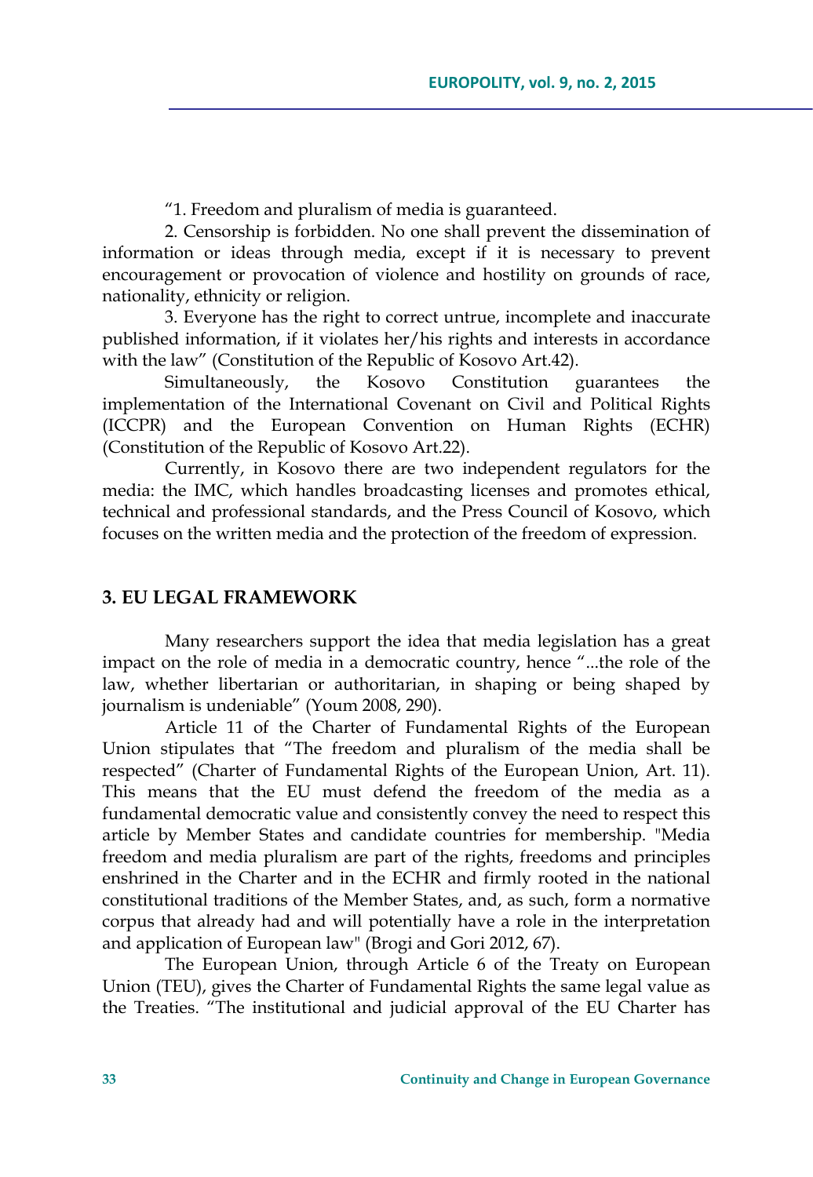"1. Freedom and pluralism of media is guaranteed.

2. Censorship is forbidden. No one shall prevent the dissemination of information or ideas through media, except if it is necessary to prevent encouragement or provocation of violence and hostility on grounds of race, nationality, ethnicity or religion.

3. Everyone has the right to correct untrue, incomplete and inaccurate published information, if it violates her/his rights and interests in accordance with the law" (Constitution of the Republic of Kosovo Art.42).

Simultaneously, the Kosovo Constitution guarantees the implementation of the International Covenant on Civil and Political Rights (ICCPR) and the European Convention on Human Rights (ECHR) (Constitution of the Republic of Kosovo Art.22).

Currently, in Kosovo there are two independent regulators for the media: the IMC, which handles broadcasting licenses and promotes ethical, technical and professional standards, and the Press Council of Kosovo, which focuses on the written media and the protection of the freedom of expression.

## 3. EU LEGAL FRAMEWORK

Many researchers support the idea that media legislation has a great impact on the role of media in a democratic country, hence "...the role of the law, whether libertarian or authoritarian, in shaping or being shaped by journalism is undeniable" (Youm 2008, 290).

Article 11 of the Charter of Fundamental Rights of the European Union stipulates that "The freedom and pluralism of the media shall be respected" (Charter of Fundamental Rights of the European Union, Art. 11). This means that the EU must defend the freedom of the media as a fundamental democratic value and consistently convey the need to respect this article by Member States and candidate countries for membership. "Media freedom and media pluralism are part of the rights, freedoms and principles enshrined in the Charter and in the ECHR and firmly rooted in the national constitutional traditions of the Member States, and, as such, form a normative corpus that already had and will potentially have a role in the interpretation and application of European law" (Brogi and Gori 2012, 67).

The European Union, through Article 6 of the Treaty on European Union (TEU), gives the Charter of Fundamental Rights the same legal value as the Treaties. "The institutional and judicial approval of the EU Charter has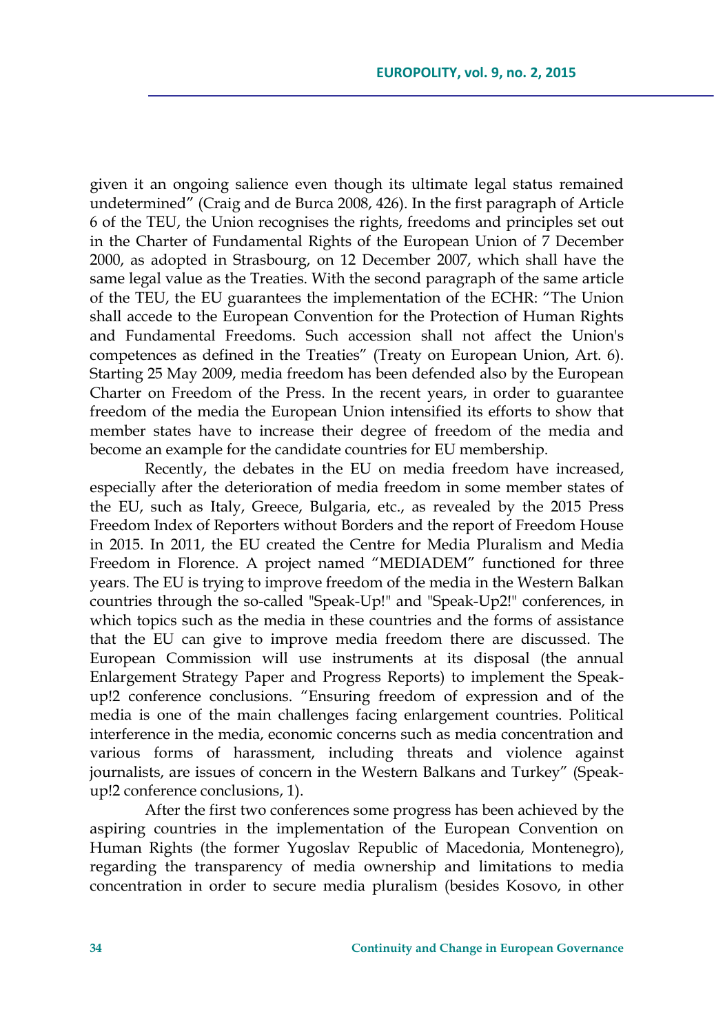given it an ongoing salience even though its ultimate legal status remained undetermined" (Craig and de Burca 2008, 426). In the first paragraph of Article 6 of the TEU, the Union recognises the rights, freedoms and principles set out in the Charter of Fundamental Rights of the European Union of 7 December 2000, as adopted in Strasbourg, on 12 December 2007, which shall have the same legal value as the Treaties. With the second paragraph of the same article of the TEU, the EU guarantees the implementation of the ECHR: "The Union shall accede to the European Convention for the Protection of Human Rights and Fundamental Freedoms. Such accession shall not affect the Union's competences as defined in the Treaties" (Treaty on European Union, Art. 6). Starting 25 May 2009, media freedom has been defended also by the European Charter on Freedom of the Press. In the recent years, in order to guarantee freedom of the media the European Union intensified its efforts to show that member states have to increase their degree of freedom of the media and become an example for the candidate countries for EU membership.

Recently, the debates in the EU on media freedom have increased, especially after the deterioration of media freedom in some member states of the EU, such as Italy, Greece, Bulgaria, etc., as revealed by the 2015 Press Freedom Index of Reporters without Borders and the report of Freedom House in 2015. In 2011, the EU created the Centre for Media Pluralism and Media Freedom in Florence. A project named "MEDIADEM" functioned for three years. The EU is trying to improve freedom of the media in the Western Balkan countries through the so-called "Speak-Up!" and "Speak-Up2!" conferences, in which topics such as the media in these countries and the forms of assistance that the EU can give to improve media freedom there are discussed. The European Commission will use instruments at its disposal (the annual Enlargement Strategy Paper and Progress Reports) to implement the Speak-up!2 conference conclusions. "Ensuring freedom of expression and of the media is one of the main challenges facing enlargement countries. Political interference in the media, economic concerns such as media concentration and various forms of harassment, including threats and violence against journalists, are issues of concern in the Western Balkans and Turkey" (Speak-up!2 conference conclusions, 1).

After the first two conferences some progress has been achieved by the aspiring countries in the implementation of the European Convention on Human Rights (the former Yugoslav Republic of Macedonia, Montenegro), regarding the transparency of media ownership and limitations to media concentration in order to secure media pluralism (besides Kosovo, in other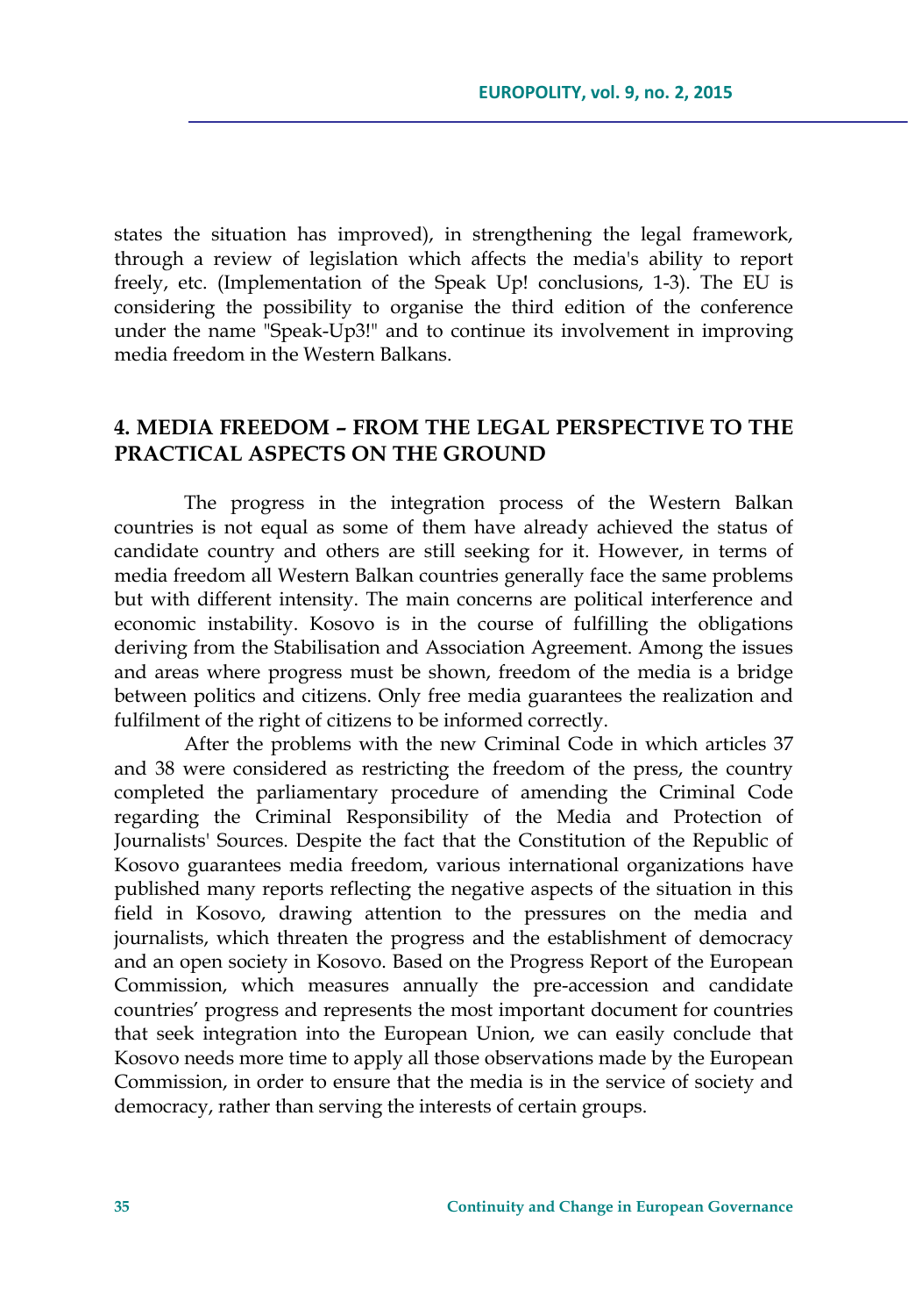states the situation has improved), in strengthening the legal framework, through a review of legislation which affects the media's ability to report freely, etc. (Implementation of the Speak Up! conclusions, 1-3). The EU is considering the possibility to organise the third edition of the conference under the name "Speak-Up3!" and to continue its involvement in improving media freedom in the Western Balkans.

## 4. MEDIA FREEDOM – FROM THE LEGAL PERSPECTIVE TO THE PRACTICAL ASPECTS ON THE GROUND

The progress in the integration process of the Western Balkan countries is not equal as some of them have already achieved the status of candidate country and others are still seeking for it. However, in terms of media freedom all Western Balkan countries generally face the same problems but with different intensity. The main concerns are political interference and economic instability. Kosovo is in the course of fulfilling the obligations deriving from the Stabilisation and Association Agreement. Among the issues and areas where progress must be shown, freedom of the media is a bridge between politics and citizens. Only free media guarantees the realization and fulfilment of the right of citizens to be informed correctly.

After the problems with the new Criminal Code in which articles 37 and 38 were considered as restricting the freedom of the press, the country completed the parliamentary procedure of amending the Criminal Code regarding the Criminal Responsibility of the Media and Protection of Journalists' Sources. Despite the fact that the Constitution of the Republic of Kosovo guarantees media freedom, various international organizations have published many reports reflecting the negative aspects of the situation in this field in Kosovo, drawing attention to the pressures on the media and journalists, which threaten the progress and the establishment of democracy and an open society in Kosovo. Based on the Progress Report of the European Commission, which measures annually the pre-accession and candidate countries' progress and represents the most important document for countries that seek integration into the European Union, we can easily conclude that Kosovo needs more time to apply all those observations made by the European Commission, in order to ensure that the media is in the service of society and democracy, rather than serving the interests of certain groups.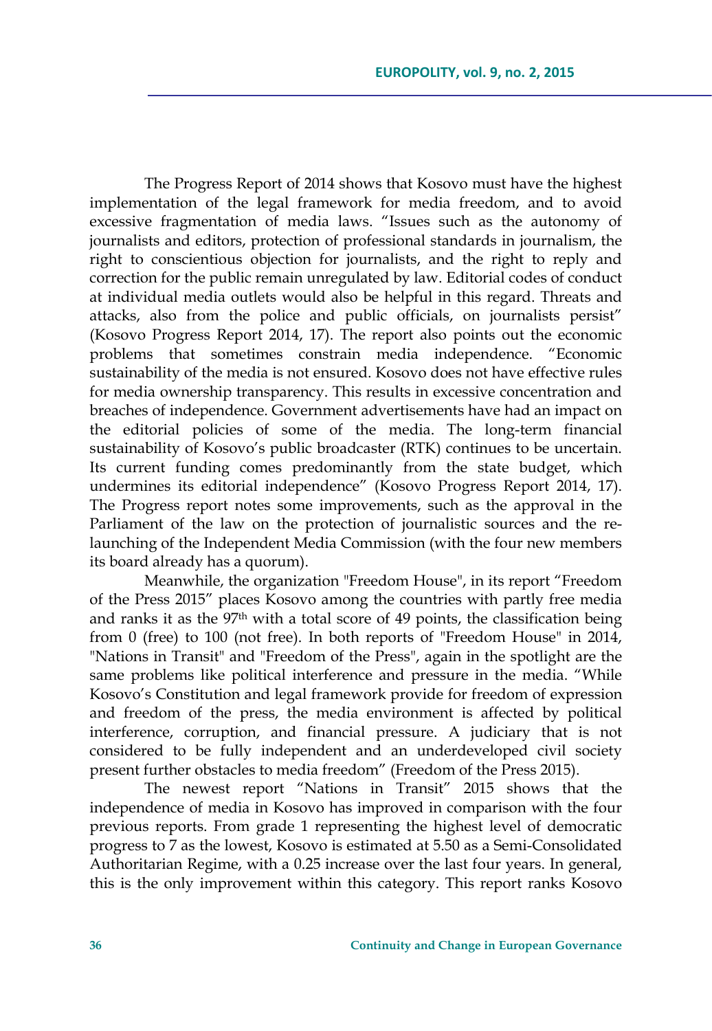The Progress Report of 2014 shows that Kosovo must have the highest implementation of the legal framework for media freedom, and to avoid excessive fragmentation of media laws. "Issues such as the autonomy of journalists and editors, protection of professional standards in journalism, the right to conscientious objection for journalists, and the right to reply and correction for the public remain unregulated by law. Editorial codes of conduct at individual media outlets would also be helpful in this regard. Threats and attacks, also from the police and public officials, on journalists persist" (Kosovo Progress Report 2014, 17). The report also points out the economic problems that sometimes constrain media independence. "Economic sustainability of the media is not ensured. Kosovo does not have effective rules for media ownership transparency. This results in excessive concentration and breaches of independence. Government advertisements have had an impact on the editorial policies of some of the media. The long-term financial sustainability of Kosovo's public broadcaster (RTK) continues to be uncertain. Its current funding comes predominantly from the state budget, which undermines its editorial independence" (Kosovo Progress Report 2014, 17). The Progress report notes some improvements, such as the approval in the Parliament of the law on the protection of journalistic sources and the re-launching of the Independent Media Commission (with the four new members its board already has a quorum).

Meanwhile, the organization "Freedom House", in its report "Freedom of the Press 2015" places Kosovo among the countries with partly free media and ranks it as the 97th with a total score of 49 points, the classification being from 0 (free) to 100 (not free). In both reports of "Freedom House" in 2014, "Nations in Transit" and "Freedom of the Press", again in the spotlight are the same problems like political interference and pressure in the media. "While Kosovo's Constitution and legal framework provide for freedom of expression and freedom of the press, the media environment is affected by political interference, corruption, and financial pressure. A judiciary that is not considered to be fully independent and an underdeveloped civil society present further obstacles to media freedom" (Freedom of the Press 2015).

The newest report "Nations in Transit" 2015 shows that the independence of media in Kosovo has improved in comparison with the four previous reports. From grade 1 representing the highest level of democratic progress to 7 as the lowest, Kosovo is estimated at 5.50 as a Semi-Consolidated Authoritarian Regime, with a 0.25 increase over the last four years. In general, this is the only improvement within this category. This report ranks Kosovo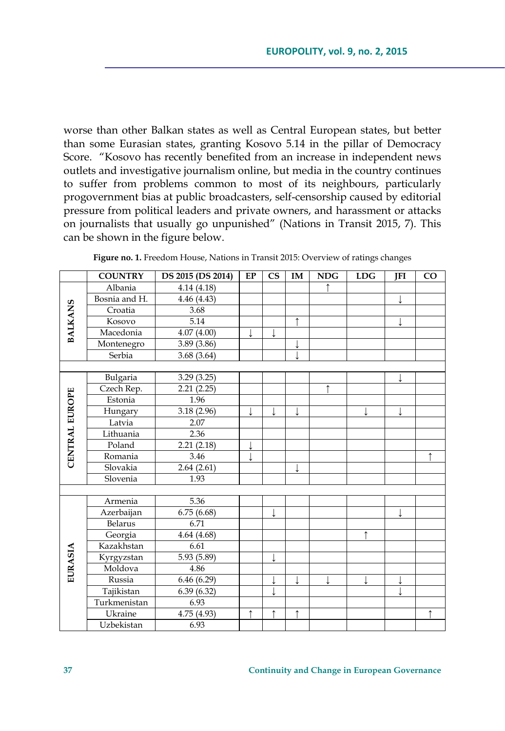worse than other Balkan states as well as Central European states, but better than some Eurasian states, granting Kosovo 5.14 in the pillar of Democracy Score. "Kosovo has recently benefited from an increase in independent news outlets and investigative journalism online, but media in the country continues to suffer from problems common to most of its neighbours, particularly progovernment bias at public broadcasters, self-censorship caused by editorial pressure from political leaders and private owners, and harassment or attacks on journalists that usually go unpunished" (Nations in Transit 2015, 7). This can be shown in the figure below.

**Figure no. 1.** Freedom House, Nations in Transit 2015: Overview of ratings changes

| | COUNTRY | DS 2015 (DS 2014) | EP | CS | IM | NDG | LDG | JFI | CO |
|---|---|---|---|---|---|---|---|---|---|
| BALKANS | Albania | 4.14 (4.18) | | | | ↑ | | | |
| | Bosnia and H. | 4.46 (4.43) | | | | | | ↓ | |
| | Croatia | 3.68 | | | | | | | |
| | Kosovo | 5.14 | | | ↑ | | | ↓ | |
| | Macedonia | 4.07 (4.00) | ↓ | ↓ | | | | | |
| | Montenegro | 3.89 (3.86) | | | ↓ | | | | |
| | Serbia | 3.68 (3.64) | | | ↓ | | | | |
| | | | | | | | | | |
| CENTRAL EUROPE | Bulgaria | 3.29 (3.25) | | | | | | ↓ | |
| | Czech Rep. | 2.21 (2.25) | | | | ↑ | | | |
| | Estonia | 1.96 | | | | | | | |
| | Hungary | 3.18 (2.96) | ↓ | ↓ | ↓ | | ↓ | ↓ | |
| | Latvia | 2.07 | | | | | | | |
| | Lithuania | 2.36 | | | | | | | |
| | Poland | 2.21 (2.18) | ↓ | | | | | | |
| | Romania | 3.46 | ↓ | | | | | | ↑ |
| | Slovakia | 2.64 (2.61) | | | ↓ | | | | |
| | Slovenia | 1.93 | | | | | | | |
| | | | | | | | | | |
| EURASIA | Armenia | 5.36 | | | | | | | |
| | Azerbaijan | 6.75 (6.68) | | ↓ | | | | ↓ | |
| | Belarus | 6.71 | | | | | | | |
| | Georgia | 4.64 (4.68) | | | | | ↑ | | |
| | Kazakhstan | 6.61 | | | | | | | |
| | Kyrgyzstan | 5.93 (5.89) | | ↓ | | | | | |
| | Moldova | 4.86 | | | | | | | |
| | Russia | 6.46 (6.29) | | ↓ | ↓ | ↓ | ↓ | ↓ | |
| | Tajikistan | 6.39 (6.32) | | ↓ | | | | ↓ | |
| | Turkmenistan | 6.93 | | | | | | | |
| | Ukraine | 4.75 (4.93) | ↑ | ↑ | ↑ | | | | ↑ |
| | Uzbekistan | 6.93 | | | | | | | |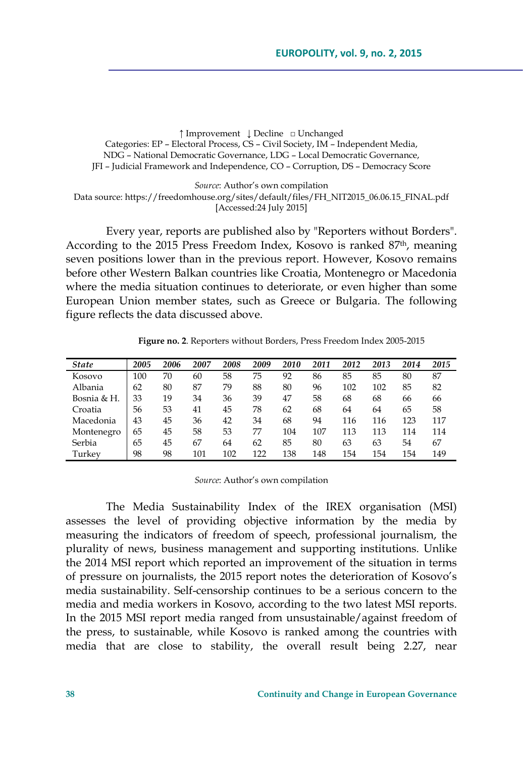↑ Improvement ↓ Decline □ Unchanged
Categories: EP – Electoral Process, CS – Civil Society, IM – Independent Media, NDG – National Democratic Governance, LDG – Local Democratic Governance, JFI – Judicial Framework and Independence, CO – Corruption, DS – Democracy Score

*Source*: Author's own compilation
Data source: https://freedomhouse.org/sites/default/files/FH_NIT2015_06.06.15_FINAL.pdf [Accessed:24 July 2015]

Every year, reports are published also by "Reporters without Borders". According to the 2015 Press Freedom Index, Kosovo is ranked 87th, meaning seven positions lower than in the previous report. However, Kosovo remains before other Western Balkan countries like Croatia, Montenegro or Macedonia where the media situation continues to deteriorate, or even higher than some European Union member states, such as Greece or Bulgaria. The following figure reflects the data discussed above.

**Figure no. 2**. Reporters without Borders, Press Freedom Index 2005-2015

| *State* | *2005* | *2006* | *2007* | *2008* | *2009* | *2010* | *2011* | *2012* | *2013* | *2014* | *2015* |
|---|---|---|---|---|---|---|---|---|---|---|---|
| Kosovo | 100 | 70 | 60 | 58 | 75 | 92 | 86 | 85 | 85 | 80 | 87 |
| Albania | 62 | 80 | 87 | 79 | 88 | 80 | 96 | 102 | 102 | 85 | 82 |
| Bosnia & H. | 33 | 19 | 34 | 36 | 39 | 47 | 58 | 68 | 68 | 66 | 66 |
| Croatia | 56 | 53 | 41 | 45 | 78 | 62 | 68 | 64 | 64 | 65 | 58 |
| Macedonia | 43 | 45 | 36 | 42 | 34 | 68 | 94 | 116 | 116 | 123 | 117 |
| Montenegro | 65 | 45 | 58 | 53 | 77 | 104 | 107 | 113 | 113 | 114 | 114 |
| Serbia | 65 | 45 | 67 | 64 | 62 | 85 | 80 | 63 | 63 | 54 | 67 |
| Turkey | 98 | 98 | 101 | 102 | 122 | 138 | 148 | 154 | 154 | 154 | 149 |

*Source*: Author's own compilation

The Media Sustainability Index of the IREX organisation (MSI) assesses the level of providing objective information by the media by measuring the indicators of freedom of speech, professional journalism, the plurality of news, business management and supporting institutions. Unlike the 2014 MSI report which reported an improvement of the situation in terms of pressure on journalists, the 2015 report notes the deterioration of Kosovo's media sustainability. Self-censorship continues to be a serious concern to the media and media workers in Kosovo, according to the two latest MSI reports. In the 2015 MSI report media ranged from unsustainable/against freedom of the press, to sustainable, while Kosovo is ranked among the countries with media that are close to stability, the overall result being 2.27, near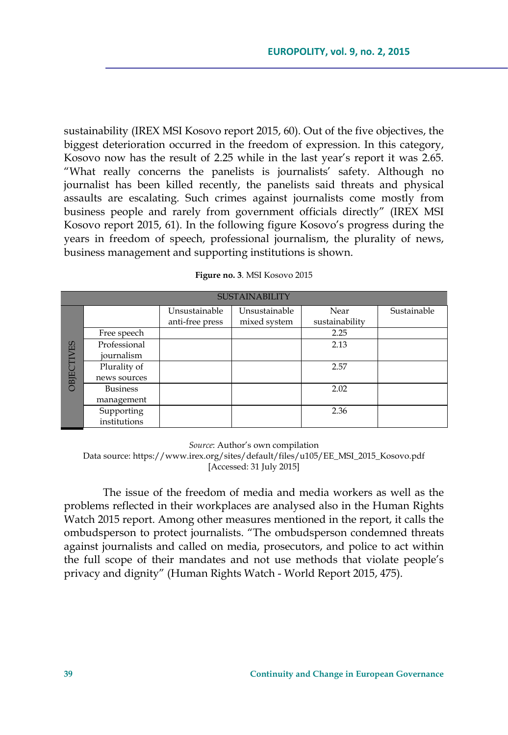sustainability (IREX MSI Kosovo report 2015, 60). Out of the five objectives, the biggest deterioration occurred in the freedom of expression. In this category, Kosovo now has the result of 2.25 while in the last year's report it was 2.65. "What really concerns the panelists is journalists' safety. Although no journalist has been killed recently, the panelists said threats and physical assaults are escalating. Such crimes against journalists come mostly from business people and rarely from government officials directly" (IREX MSI Kosovo report 2015, 61). In the following figure Kosovo's progress during the years in freedom of speech, professional journalism, the plurality of news, business management and supporting institutions is shown.

**Figure no. 3**. MSI Kosovo 2015

| SUSTAINABILITY | | | | | |
|---|---|---|---|---|---|
| OBJECTIVES | | Unsustainable anti-free press | Unsustainable mixed system | Near sustainability | Sustainable |
| | Free speech | | | 2.25 | |
| | Professional journalism | | | 2.13 | |
| | Plurality of news sources | | | 2.57 | |
| | Business management | | | 2.02 | |
| | Supporting institutions | | | 2.36 | |

*Source*: Author's own compilation
Data source: https://www.irex.org/sites/default/files/u105/EE_MSI_2015_Kosovo.pdf [Accessed: 31 July 2015]

The issue of the freedom of media and media workers as well as the problems reflected in their workplaces are analysed also in the Human Rights Watch 2015 report. Among other measures mentioned in the report, it calls the ombudsperson to protect journalists. "The ombudsperson condemned threats against journalists and called on media, prosecutors, and police to act within the full scope of their mandates and not use methods that violate people's privacy and dignity" (Human Rights Watch - World Report 2015, 475).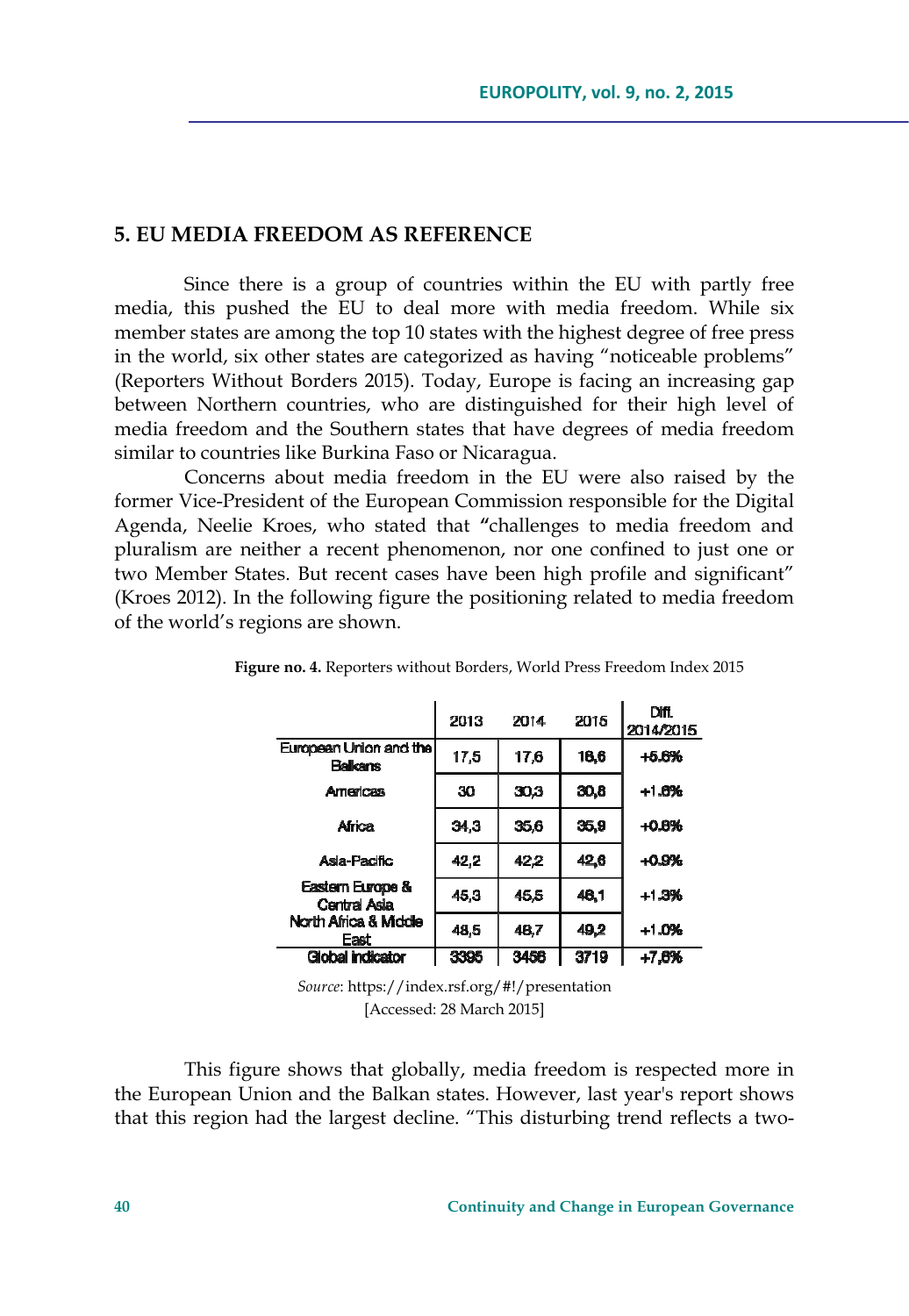## 5. EU MEDIA FREEDOM AS REFERENCE

Since there is a group of countries within the EU with partly free media, this pushed the EU to deal more with media freedom. While six member states are among the top 10 states with the highest degree of free press in the world, six other states are categorized as having "noticeable problems" (Reporters Without Borders 2015). Today, Europe is facing an increasing gap between Northern countries, who are distinguished for their high level of media freedom and the Southern states that have degrees of media freedom similar to countries like Burkina Faso or Nicaragua.

Concerns about media freedom in the EU were also raised by the former Vice-President of the European Commission responsible for the Digital Agenda, Neelie Kroes, who stated that "challenges to media freedom and pluralism are neither a recent phenomenon, nor one confined to just one or two Member States. But recent cases have been high profile and significant" (Kroes 2012). In the following figure the positioning related to media freedom of the world's regions are shown.

**Figure no. 4.** Reporters without Borders, World Press Freedom Index 2015

| | 2013 | 2014 | 2015 | Diff. 2014/2015 |
|---|---|---|---|---|
| European Union and the Balkans | 17,5 | 17,6 | 18,6 | +5.6% |
| Americas | 30 | 30,3 | 30,8 | +1.6% |
| Africa | 34,3 | 35,6 | 35,9 | +0.8% |
| Asia-Pacific | 42,2 | 42,2 | 42,6 | +0.9% |
| Eastern Europe & Central Asia | 45,3 | 45,5 | 46,1 | +1.3% |
| North Africa & Middle East | 48,5 | 48,7 | 49,2 | +1.0% |
| Global Indicator | 3395 | 3456 | 3719 | +7,6% |

*Source*: https://index.rsf.org/#!/presentation [Accessed: 28 March 2015]

This figure shows that globally, media freedom is respected more in the European Union and the Balkan states. However, last year's report shows that this region had the largest decline. "This disturbing trend reflects a two-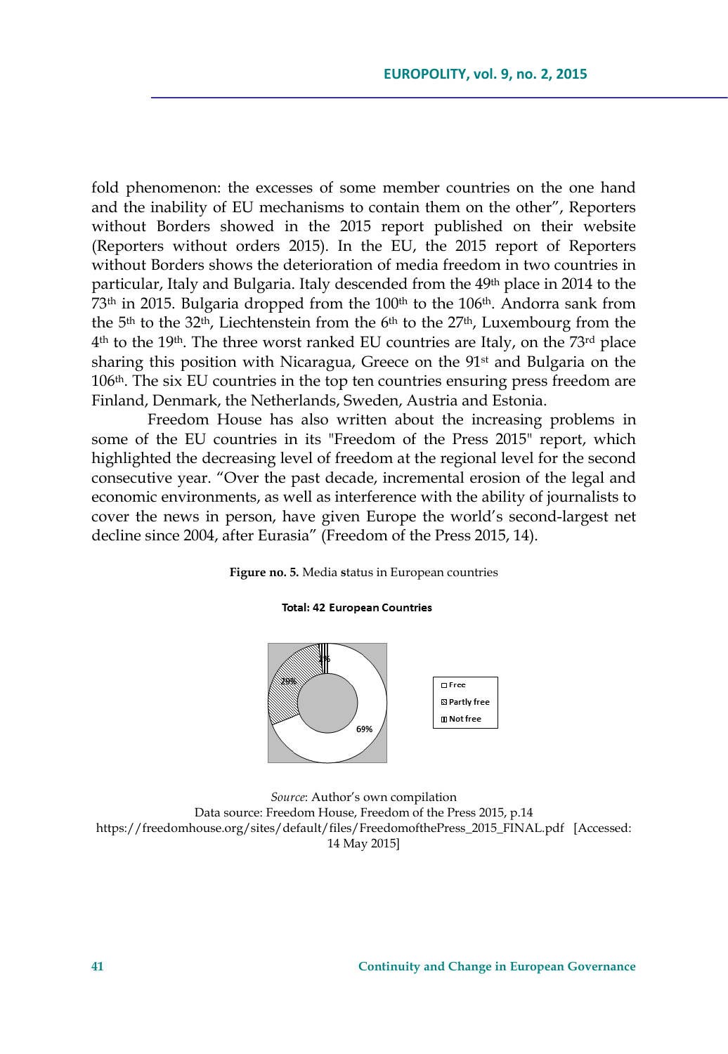fold phenomenon: the excesses of some member countries on the one hand and the inability of EU mechanisms to contain them on the other", Reporters without Borders showed in the 2015 report published on their website (Reporters without orders 2015). In the EU, the 2015 report of Reporters without Borders shows the deterioration of media freedom in two countries in particular, Italy and Bulgaria. Italy descended from the 49th place in 2014 to the 73th in 2015. Bulgaria dropped from the 100th to the 106th. Andorra sank from the 5th to the 32th, Liechtenstein from the 6th to the 27th, Luxembourg from the 4th to the 19th. The three worst ranked EU countries are Italy, on the 73rd place sharing this position with Nicaragua, Greece on the 91st and Bulgaria on the 106th. The six EU countries in the top ten countries ensuring press freedom are Finland, Denmark, the Netherlands, Sweden, Austria and Estonia.

Freedom House has also written about the increasing problems in some of the EU countries in its "Freedom of the Press 2015" report, which highlighted the decreasing level of freedom at the regional level for the second consecutive year. "Over the past decade, incremental erosion of the legal and economic environments, as well as interference with the ability of journalists to cover the news in person, have given Europe the world's second-largest net decline since 2004, after Eurasia" (Freedom of the Press 2015, 14).

**Figure no. 5.** Media **s**tatus in European countries

**Total: 42 European Countries**

- Free: 69%
- Partly free: 29%
- Not free: 2%

*Source*: Author's own compilation
Data source: Freedom House, Freedom of the Press 2015, p.14
https://freedomhouse.org/sites/default/files/FreedomofthePress_2015_FINAL.pdf [Accessed: 14 May 2015]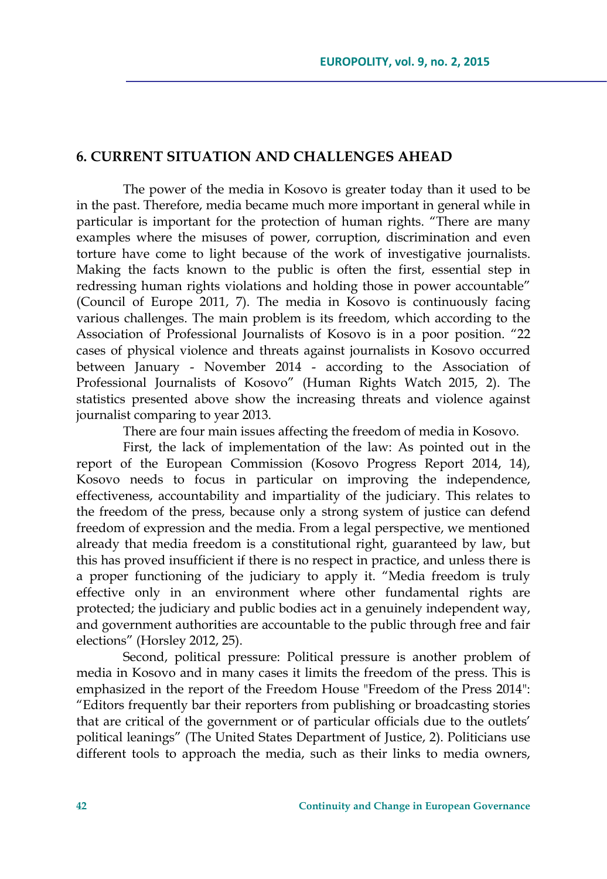## 6. CURRENT SITUATION AND CHALLENGES AHEAD

The power of the media in Kosovo is greater today than it used to be in the past. Therefore, media became much more important in general while in particular is important for the protection of human rights. "There are many examples where the misuses of power, corruption, discrimination and even torture have come to light because of the work of investigative journalists. Making the facts known to the public is often the first, essential step in redressing human rights violations and holding those in power accountable" (Council of Europe 2011, 7). The media in Kosovo is continuously facing various challenges. The main problem is its freedom, which according to the Association of Professional Journalists of Kosovo is in a poor position. "22 cases of physical violence and threats against journalists in Kosovo occurred between January - November 2014 - according to the Association of Professional Journalists of Kosovo" (Human Rights Watch 2015, 2). The statistics presented above show the increasing threats and violence against journalist comparing to year 2013.

There are four main issues affecting the freedom of media in Kosovo.

First, the lack of implementation of the law: As pointed out in the report of the European Commission (Kosovo Progress Report 2014, 14), Kosovo needs to focus in particular on improving the independence, effectiveness, accountability and impartiality of the judiciary. This relates to the freedom of the press, because only a strong system of justice can defend freedom of expression and the media. From a legal perspective, we mentioned already that media freedom is a constitutional right, guaranteed by law, but this has proved insufficient if there is no respect in practice, and unless there is a proper functioning of the judiciary to apply it. "Media freedom is truly effective only in an environment where other fundamental rights are protected; the judiciary and public bodies act in a genuinely independent way, and government authorities are accountable to the public through free and fair elections" (Horsley 2012, 25).

Second, political pressure: Political pressure is another problem of media in Kosovo and in many cases it limits the freedom of the press. This is emphasized in the report of the Freedom House "Freedom of the Press 2014": "Editors frequently bar their reporters from publishing or broadcasting stories that are critical of the government or of particular officials due to the outlets' political leanings" (The United States Department of Justice, 2). Politicians use different tools to approach the media, such as their links to media owners,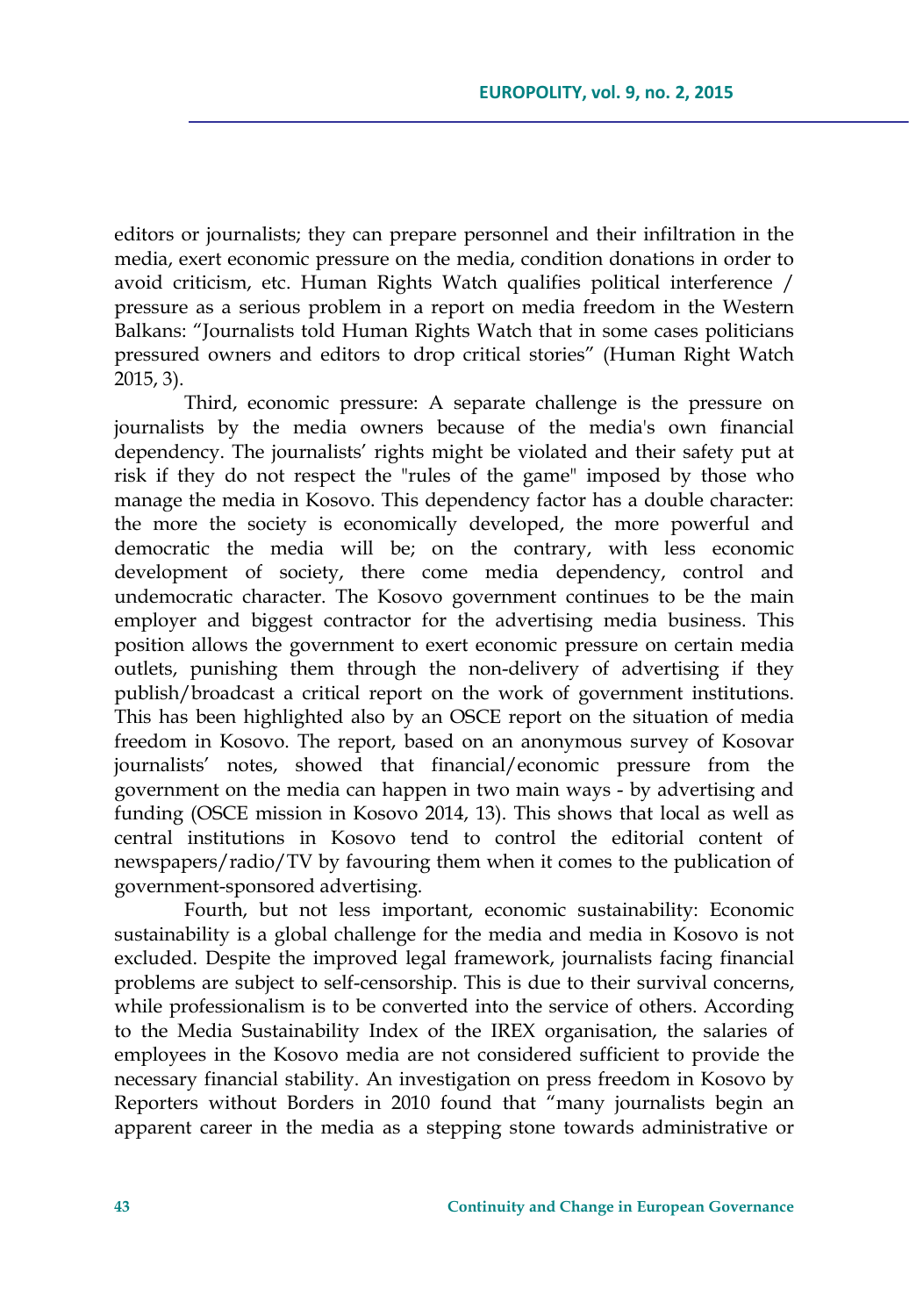editors or journalists; they can prepare personnel and their infiltration in the media, exert economic pressure on the media, condition donations in order to avoid criticism, etc. Human Rights Watch qualifies political interference / pressure as a serious problem in a report on media freedom in the Western Balkans: "Journalists told Human Rights Watch that in some cases politicians pressured owners and editors to drop critical stories" (Human Right Watch 2015, 3).

Third, economic pressure: A separate challenge is the pressure on journalists by the media owners because of the media's own financial dependency. The journalists' rights might be violated and their safety put at risk if they do not respect the "rules of the game" imposed by those who manage the media in Kosovo. This dependency factor has a double character: the more the society is economically developed, the more powerful and democratic the media will be; on the contrary, with less economic development of society, there come media dependency, control and undemocratic character. The Kosovo government continues to be the main employer and biggest contractor for the advertising media business. This position allows the government to exert economic pressure on certain media outlets, punishing them through the non-delivery of advertising if they publish/broadcast a critical report on the work of government institutions. This has been highlighted also by an OSCE report on the situation of media freedom in Kosovo. The report, based on an anonymous survey of Kosovar journalists' notes, showed that financial/economic pressure from the government on the media can happen in two main ways - by advertising and funding (OSCE mission in Kosovo 2014, 13). This shows that local as well as central institutions in Kosovo tend to control the editorial content of newspapers/radio/TV by favouring them when it comes to the publication of government-sponsored advertising.

Fourth, but not less important, economic sustainability: Economic sustainability is a global challenge for the media and media in Kosovo is not excluded. Despite the improved legal framework, journalists facing financial problems are subject to self-censorship. This is due to their survival concerns, while professionalism is to be converted into the service of others. According to the Media Sustainability Index of the IREX organisation, the salaries of employees in the Kosovo media are not considered sufficient to provide the necessary financial stability. An investigation on press freedom in Kosovo by Reporters without Borders in 2010 found that "many journalists begin an apparent career in the media as a stepping stone towards administrative or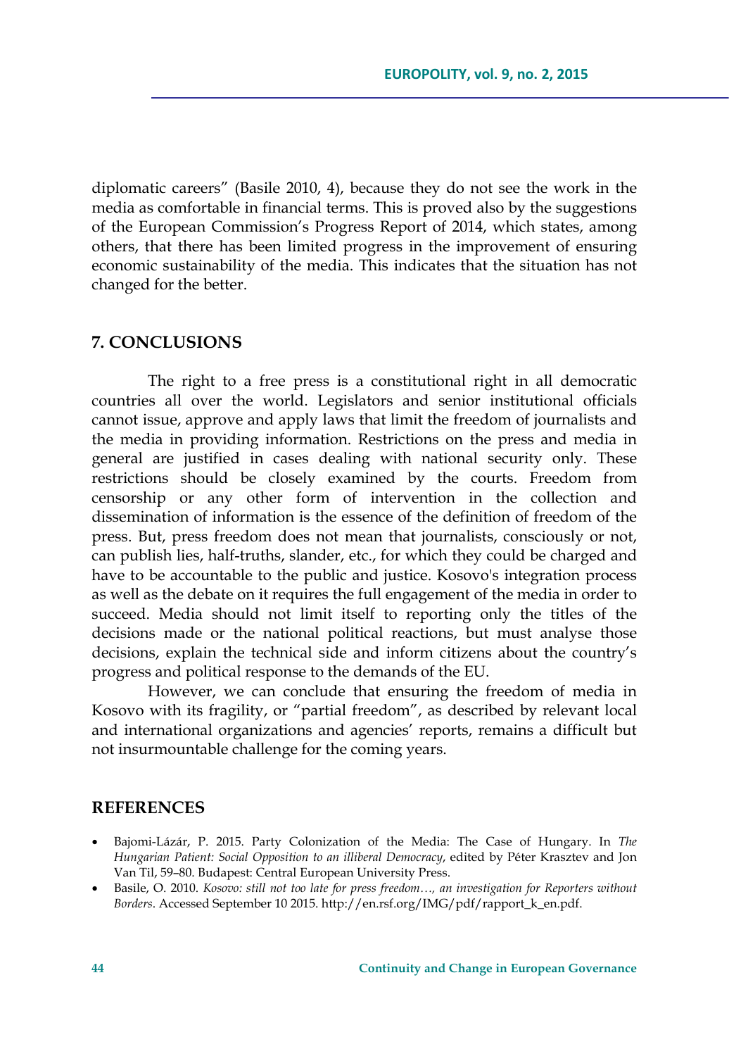diplomatic careers" (Basile 2010, 4), because they do not see the work in the media as comfortable in financial terms. This is proved also by the suggestions of the European Commission's Progress Report of 2014, which states, among others, that there has been limited progress in the improvement of ensuring economic sustainability of the media. This indicates that the situation has not changed for the better.

## 7. CONCLUSIONS

The right to a free press is a constitutional right in all democratic countries all over the world. Legislators and senior institutional officials cannot issue, approve and apply laws that limit the freedom of journalists and the media in providing information. Restrictions on the press and media in general are justified in cases dealing with national security only. These restrictions should be closely examined by the courts. Freedom from censorship or any other form of intervention in the collection and dissemination of information is the essence of the definition of freedom of the press. But, press freedom does not mean that journalists, consciously or not, can publish lies, half-truths, slander, etc., for which they could be charged and have to be accountable to the public and justice. Kosovo's integration process as well as the debate on it requires the full engagement of the media in order to succeed. Media should not limit itself to reporting only the titles of the decisions made or the national political reactions, but must analyse those decisions, explain the technical side and inform citizens about the country's progress and political response to the demands of the EU.

However, we can conclude that ensuring the freedom of media in Kosovo with its fragility, or "partial freedom", as described by relevant local and international organizations and agencies' reports, remains a difficult but not insurmountable challenge for the coming years.

## REFERENCES

- Bajomi-Lázár, P. 2015. Party Colonization of the Media: The Case of Hungary. In *The Hungarian Patient: Social Opposition to an illiberal Democracy*, edited by Péter Krasztev and Jon Van Til, 59–80. Budapest: Central European University Press.
- Basile, O. 2010. *Kosovo: still not too late for press freedom…, an investigation for Reporters without Borders*. Accessed September 10 2015. http://en.rsf.org/IMG/pdf/rapport_k_en.pdf.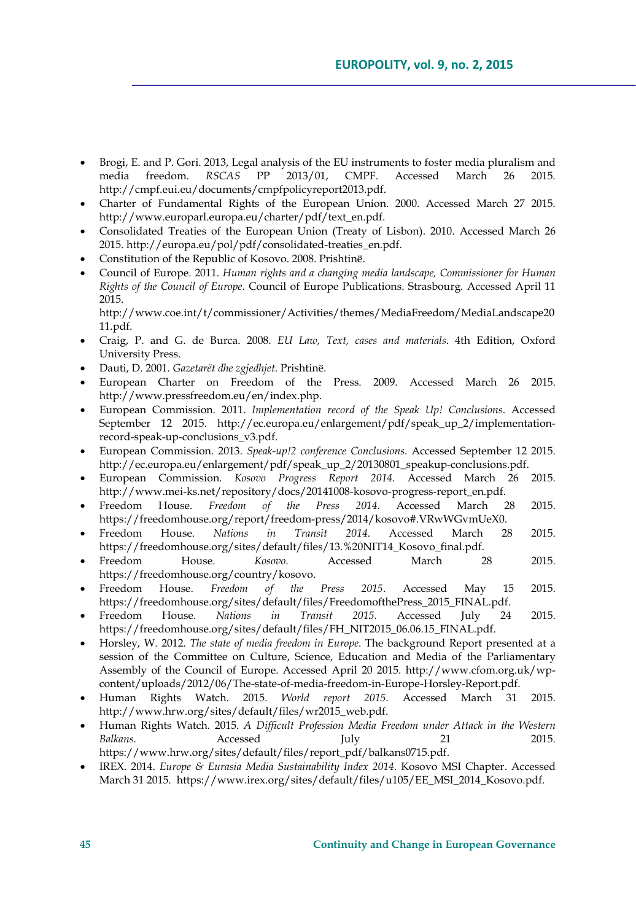- Brogi, E. and P. Gori. 2013, Legal analysis of the EU instruments to foster media pluralism and media freedom. *RSCAS* PP 2013/01, CMPF. Accessed March 26 2015. http://cmpf.eui.eu/documents/cmpfpolicyreport2013.pdf.
- Charter of Fundamental Rights of the European Union. 2000. Accessed March 27 2015. http://www.europarl.europa.eu/charter/pdf/text_en.pdf.
- Consolidated Treaties of the European Union (Treaty of Lisbon). 2010. Accessed March 26 2015. http://europa.eu/pol/pdf/consolidated-treaties_en.pdf.
- Constitution of the Republic of Kosovo. 2008. Prishtinë.
- Council of Europe. 2011. *Human rights and a changing media landscape, Commissioner for Human Rights of the Council of Europe*. Council of Europe Publications. Strasbourg. Accessed April 11 2015. http://www.coe.int/t/commissioner/Activities/themes/MediaFreedom/MediaLandscape2011.pdf.
- Craig, P. and G. de Burca. 2008. *EU Law, Text, cases and materials*. 4th Edition, Oxford University Press.
- Dauti, D. 2001. *Gazetarët dhe zgjedhjet*. Prishtinë.
- European Charter on Freedom of the Press. 2009. Accessed March 26 2015. http://www.pressfreedom.eu/en/index.php.
- European Commission. 2011. *Implementation record of the Speak Up! Conclusions*. Accessed September 12 2015. http://ec.europa.eu/enlargement/pdf/speak_up_2/implementation-record-speak-up-conclusions_v3.pdf.
- European Commission. 2013. *Speak-up!2 conference Conclusions*. Accessed September 12 2015. http://ec.europa.eu/enlargement/pdf/speak_up_2/20130801_speakup-conclusions.pdf.
- European Commission. *Kosovo Progress Report 2014*. Accessed March 26 2015. http://www.mei-ks.net/repository/docs/20141008-kosovo-progress-report_en.pdf.
- Freedom House. *Freedom of the Press 2014*. Accessed March 28 2015. https://freedomhouse.org/report/freedom-press/2014/kosovo#.VRwWGvmUeX0.
- Freedom House. *Nations in Transit 2014*. Accessed March 28 2015. https://freedomhouse.org/sites/default/files/13.%20NIT14_Kosovo_final.pdf.
- Freedom House. *Kosovo*. Accessed March 28 2015. https://freedomhouse.org/country/kosovo.
- Freedom House. *Freedom of the Press 2015*. Accessed May 15 2015. https://freedomhouse.org/sites/default/files/FreedomofthePress_2015_FINAL.pdf.
- Freedom House. *Nations in Transit 2015*. Accessed July 24 2015. https://freedomhouse.org/sites/default/files/FH_NIT2015_06.06.15_FINAL.pdf.
- Horsley, W. 2012. *The state of media freedom in Europe*. The background Report presented at a session of the Committee on Culture, Science, Education and Media of the Parliamentary Assembly of the Council of Europe. Accessed April 20 2015. http://www.cfom.org.uk/wp-content/uploads/2012/06/The-state-of-media-freedom-in-Europe-Horsley-Report.pdf.
- Human Rights Watch. 2015. *World report 2015*. Accessed March 31 2015. http://www.hrw.org/sites/default/files/wr2015_web.pdf.
- Human Rights Watch. 2015. *A Difficult Profession Media Freedom under Attack in the Western Balkans*. Accessed July 21 2015. https://www.hrw.org/sites/default/files/report_pdf/balkans0715.pdf.
- IREX. 2014. *Europe & Eurasia Media Sustainability Index 2014*. Kosovo MSI Chapter. Accessed March 31 2015. https://www.irex.org/sites/default/files/u105/EE_MSI_2014_Kosovo.pdf.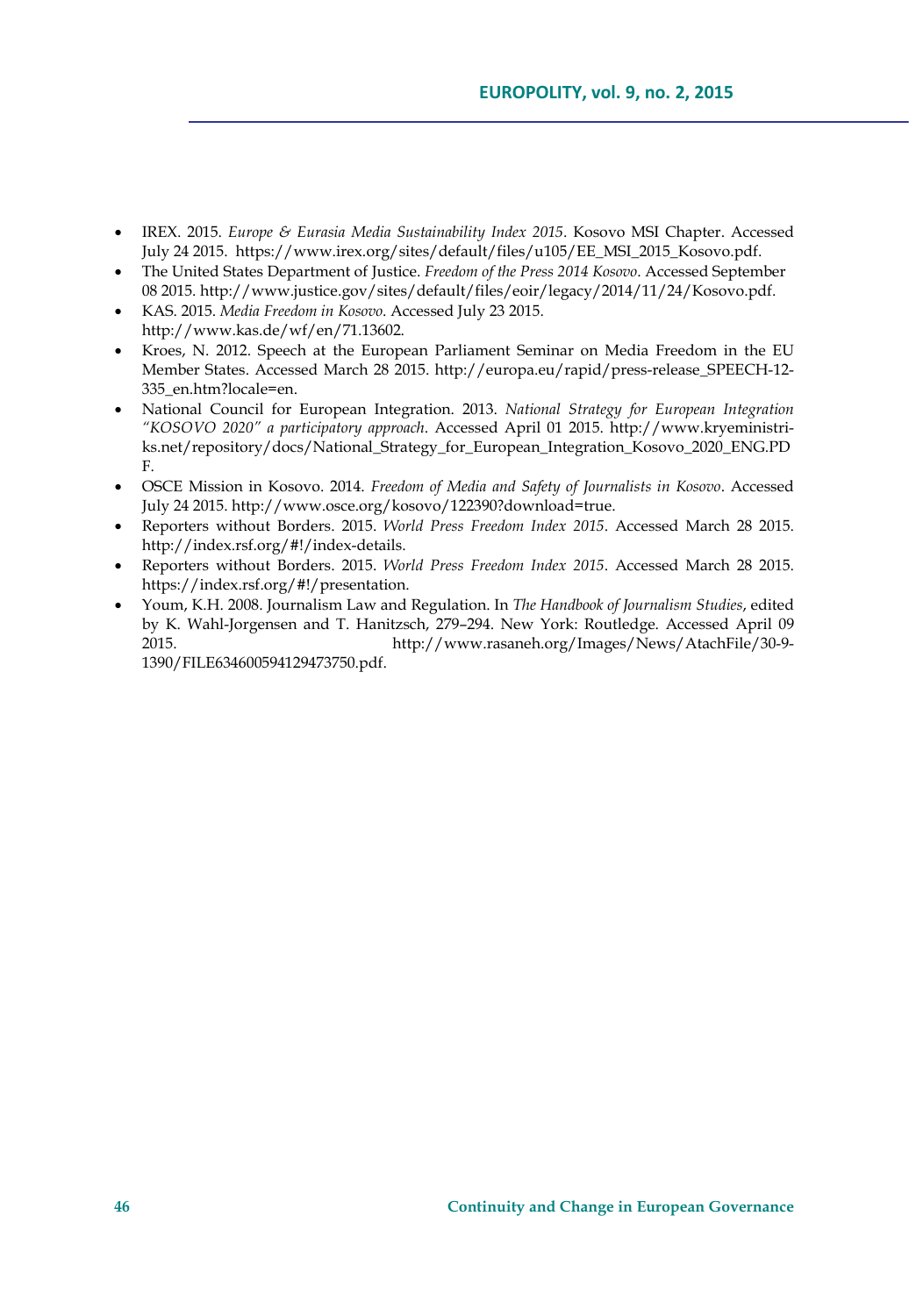- IREX. 2015. *Europe & Eurasia Media Sustainability Index 2015*. Kosovo MSI Chapter. Accessed July 24 2015. https://www.irex.org/sites/default/files/u105/EE_MSI_2015_Kosovo.pdf.
- The United States Department of Justice. *Freedom of the Press 2014 Kosovo*. Accessed September 08 2015. http://www.justice.gov/sites/default/files/eoir/legacy/2014/11/24/Kosovo.pdf.
- KAS. 2015. *Media Freedom in Kosovo*. Accessed July 23 2015. http://www.kas.de/wf/en/71.13602.
- Kroes, N. 2012. Speech at the European Parliament Seminar on Media Freedom in the EU Member States. Accessed March 28 2015. http://europa.eu/rapid/press-release_SPEECH-12-335_en.htm?locale=en.
- National Council for European Integration. 2013. *National Strategy for European Integration "KOSOVO 2020" a participatory approach*. Accessed April 01 2015. http://www.kryeministri-ks.net/repository/docs/National_Strategy_for_European_Integration_Kosovo_2020_ENG.PDF.
- OSCE Mission in Kosovo. 2014. *Freedom of Media and Safety of Journalists in Kosovo*. Accessed July 24 2015. http://www.osce.org/kosovo/122390?download=true.
- Reporters without Borders. 2015. *World Press Freedom Index 2015*. Accessed March 28 2015. http://index.rsf.org/#!/index-details.
- Reporters without Borders. 2015. *World Press Freedom Index 2015*. Accessed March 28 2015. https://index.rsf.org/#!/presentation.
- Youm, K.H. 2008. Journalism Law and Regulation. In *The Handbook of Journalism Studies*, edited by K. Wahl-Jorgensen and T. Hanitzsch, 279–294. New York: Routledge. Accessed April 09 2015. http://www.rasaneh.org/Images/News/AtachFile/30-9-1390/FILE634600594129473750.pdf.